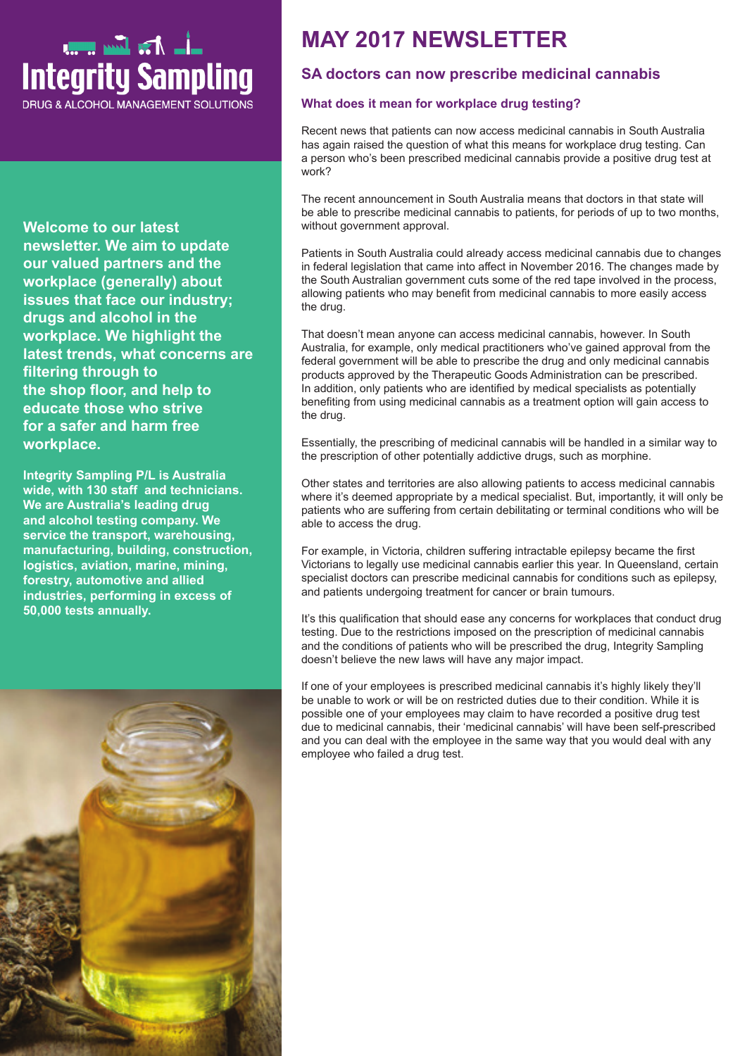# Integrity Sampling

DRUG & ALCOHOL MANAGEMENT SOLUTIONS

**Welcome to our latest newsletter. We aim to update our valued partners and the workplace (generally) about issues that face our industry; drugs and alcohol in the workplace. We highlight the latest trends, what concerns are filtering through to the shop floor, and help to educate those who strive for a safer and harm free workplace.**

**Integrity Sampling P/L is Australia wide, with 130 staff and technicians. We are Australia's leading drug and alcohol testing company. We service the transport, warehousing, manufacturing, building, construction, logistics, aviation, marine, mining, forestry, automotive and allied industries, performing in excess of 50,000 tests annually.**

# MAY 2017 NEWSLETTER

## SA doctors can now prescribe medicinal cannabis

### What does it mean for workplace drug testing?

Recent news that patients can now access medicinal cannabis in South Australia has again raised the question of what this means for workplace drug testing. Can a person who's been prescribed medicinal cannabis provide a positive drug test at work?

The recent announcement in South Australia means that doctors in that state will be able to prescribe medicinal cannabis to patients, for periods of up to two months, without government approval.

Patients in South Australia could already access medicinal cannabis due to changes in federal legislation that came into affect in November 2016. The changes made by the South Australian government cuts some of the red tape involved in the process, allowing patients who may benefit from medicinal cannabis to more easily access the drug.

That doesn't mean anyone can access medicinal cannabis, however. In South Australia, for example, only medical practitioners who've gained approval from the federal government will be able to prescribe the drug and only medicinal cannabis products approved by the Therapeutic Goods Administration can be prescribed. In addition, only patients who are identified by medical specialists as potentially benefiting from using medicinal cannabis as a treatment option will gain access to the drug.

Essentially, the prescribing of medicinal cannabis will be handled in a similar way to the prescription of other potentially addictive drugs, such as morphine.

Other states and territories are also allowing patients to access medicinal cannabis where it's deemed appropriate by a medical specialist. But, importantly, it will only be patients who are suffering from certain debilitating or terminal conditions who will be able to access the drug.

For example, in Victoria, children suffering intractable epilepsy became the first Victorians to legally use medicinal cannabis earlier this year. In Queensland, certain specialist doctors can prescribe medicinal cannabis for conditions such as epilepsy, and patients undergoing treatment for cancer or brain tumours.

It's this qualification that should ease any concerns for workplaces that conduct drug testing. Due to the restrictions imposed on the prescription of medicinal cannabis and the conditions of patients who will be prescribed the drug, Integrity Sampling doesn't believe the new laws will have any major impact.

If one of your employees is prescribed medicinal cannabis it's highly likely they'll be unable to work or will be on restricted duties due to their condition. While it is possible one of your employees may claim to have recorded a positive drug test due to medicinal cannabis, their 'medicinal cannabis' will have been self-prescribed and you can deal with the employee in the same way that you would deal with any employee who failed a drug test.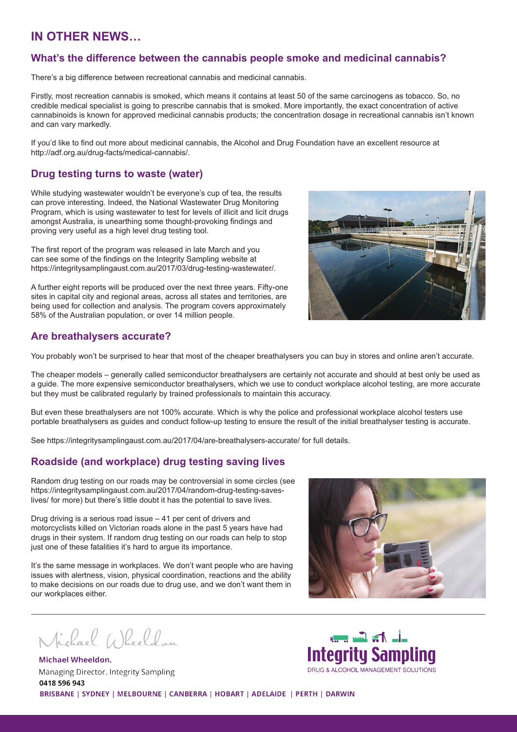## IN OTHER NEWS…

### What's the difference between the cannabis people smoke and medicinal cannabis?

There's a big difference between recreational cannabis and medicinal cannabis.

Firstly, most recreation cannabis is smoked, which means it contains at least 50 of the same carcinogens as tobacco. So, no credible medical specialist is going to prescribe cannabis that is smoked. More importantly, the exact concentration of active cannabinoids is known for approved medicinal cannabis products; the concentration dosage in recreational cannabis isn't known and can vary markedly.

If you'd like to find out more about medicinal cannabis, the Alcohol and Drug Foundation have an excellent resource at http://adf.org.au/drug-facts/medical-cannabis/.

### Drug testing turns to waste (water)

While studying wastewater wouldn't be everyone's cup of tea, the results can prove interesting. Indeed, the National Wastewater Drug Monitoring Program, which is using wastewater to test for levels of illicit and licit drugs amongst Australia, is unearthing some thought-provoking findings and proving very useful as a high level drug testing tool.

The first report of the program was released in late March and you can see some of the findings on the Integrity Sampling website at https://integritysamplingaust.com.au/2017/03/drug-testing-wastewater/.

A further eight reports will be produced over the next three years. Fifty-one sites in capital city and regional areas, across all states and territories, are being used for collection and analysis. The program covers approximately 58% of the Australian population, or over 14 million people.

### Are breathalysers accurate?

You probably won't be surprised to hear that most of the cheaper breathalysers you can buy in stores and online aren't accurate.

The cheaper models – generally called semiconductor breathalysers are certainly not accurate and should at best only be used as a guide. The more expensive semiconductor breathalysers, which we use to conduct workplace alcohol testing, are more accurate but they must be calibrated regularly by trained professionals to maintain this accuracy.

But even these breathalysers are not 100% accurate. Which is why the police and professional workplace alcohol testers use portable breathalysers as guides and conduct follow-up testing to ensure the result of the initial breathalyser testing is accurate.

See https://integritysamplingaust.com.au/2017/04/are-breathalysers-accurate/ for full details.

### Roadside (and workplace) drug testing saving lives

Random drug testing on our roads may be controversial in some circles (see https://integritysamplingaust.com.au/2017/04/random-drug-testing-saves-lives/ for more) but there's little doubt it has the potential to save lives.

Drug driving is a serious road issue – 41 per cent of drivers and motorcyclists killed on Victorian roads alone in the past 5 years have had drugs in their system. If random drug testing on our roads can help to stop just one of these fatalities it's hard to argue its importance.

It's the same message in workplaces. We don't want people who are having issues with alertness, vision, physical coordination, reactions and the ability to make decisions on our roads due to drug use, and we don't want them in our workplaces either.

---

Michael Wheeldon

**Michael Wheeldon.**
Managing Director. Integrity Sampling
**0418 596 943**
**BRISBANE | SYDNEY | MELBOURNE | CANBERRA | HOBART | ADELAIDE | PERTH | DARWIN**

**Integrity Sampling**
DRUG & ALCOHOL MANAGEMENT SOLUTIONS